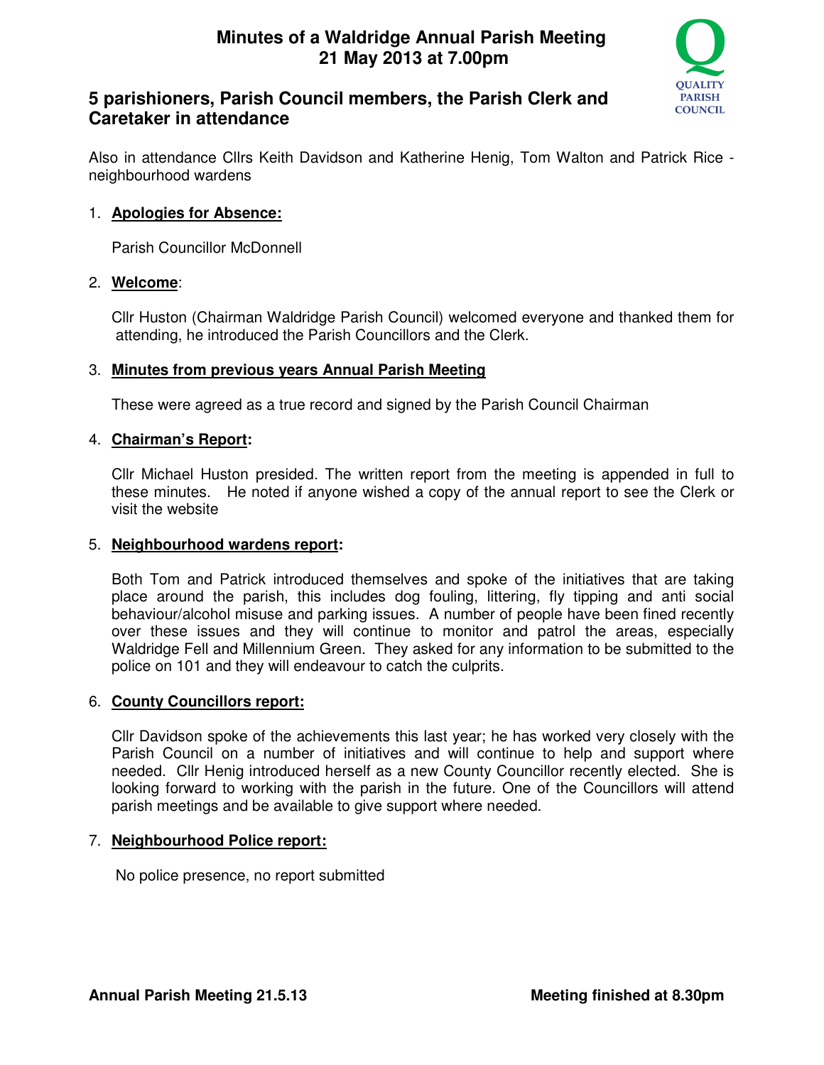# Minutes of a Waldridge Annual Parish Meeting
# 21 May 2013 at 7.00pm

## 5 parishioners, Parish Council members, the Parish Clerk and Caretaker in attendance

Also in attendance Cllrs Keith Davidson and Katherine Henig, Tom Walton and Patrick Rice - neighbourhood wardens

1. **Apologies for Absence:**

   Parish Councillor McDonnell

2. **Welcome**:

   Cllr Huston (Chairman Waldridge Parish Council) welcomed everyone and thanked them for attending, he introduced the Parish Councillors and the Clerk.

3. **Minutes from previous years Annual Parish Meeting**

   These were agreed as a true record and signed by the Parish Council Chairman

4. **Chairman's Report:**

   Cllr Michael Huston presided. The written report from the meeting is appended in full to these minutes. He noted if anyone wished a copy of the annual report to see the Clerk or visit the website

5. **Neighbourhood wardens report:**

   Both Tom and Patrick introduced themselves and spoke of the initiatives that are taking place around the parish, this includes dog fouling, littering, fly tipping and anti social behaviour/alcohol misuse and parking issues. A number of people have been fined recently over these issues and they will continue to monitor and patrol the areas, especially Waldridge Fell and Millennium Green. They asked for any information to be submitted to the police on 101 and they will endeavour to catch the culprits.

6. **County Councillors report:**

   Cllr Davidson spoke of the achievements this last year; he has worked very closely with the Parish Council on a number of initiatives and will continue to help and support where needed. Cllr Henig introduced herself as a new County Councillor recently elected. She is looking forward to working with the parish in the future. One of the Councillors will attend parish meetings and be available to give support where needed.

7. **Neighbourhood Police report:**

   No police presence, no report submitted

**Annual Parish Meeting 21.5.13** **Meeting finished at 8.30pm**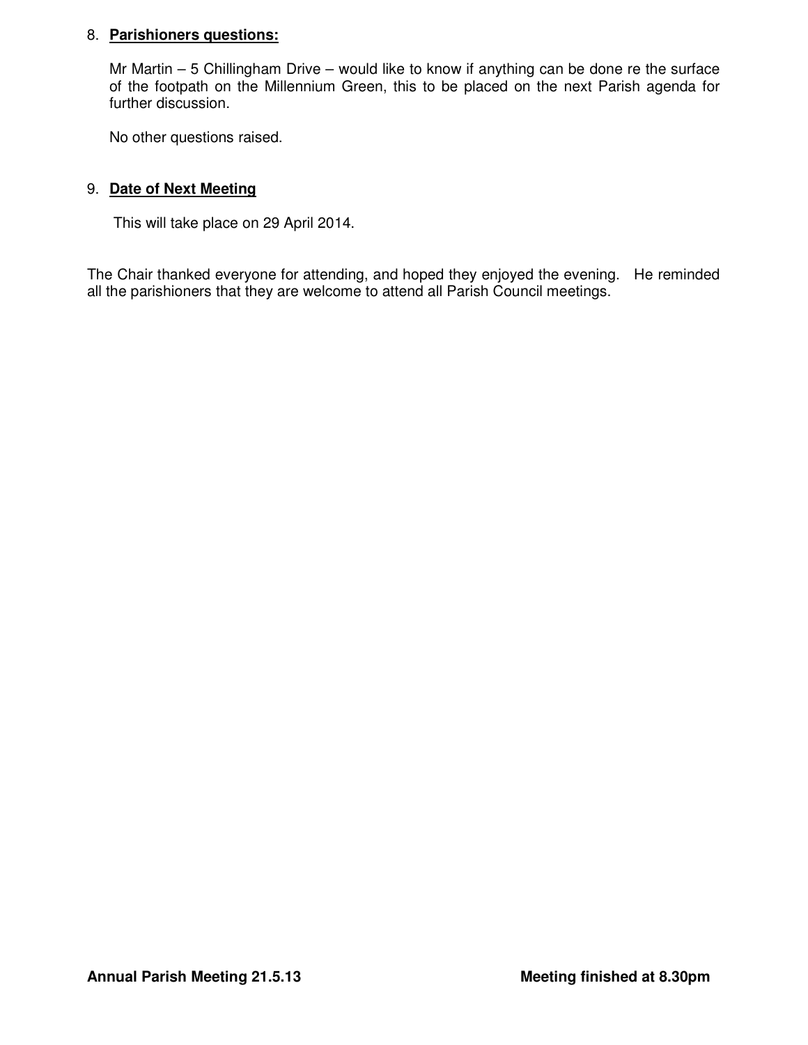8. **Parishioners questions:**

   Mr Martin – 5 Chillingham Drive – would like to know if anything can be done re the surface of the footpath on the Millennium Green, this to be placed on the next Parish agenda for further discussion.

   No other questions raised.

9. **Date of Next Meeting**

   This will take place on 29 April 2014.

The Chair thanked everyone for attending, and hoped they enjoyed the evening. He reminded all the parishioners that they are welcome to attend all Parish Council meetings.

**Annual Parish Meeting 21.5.13** **Meeting finished at 8.30pm**